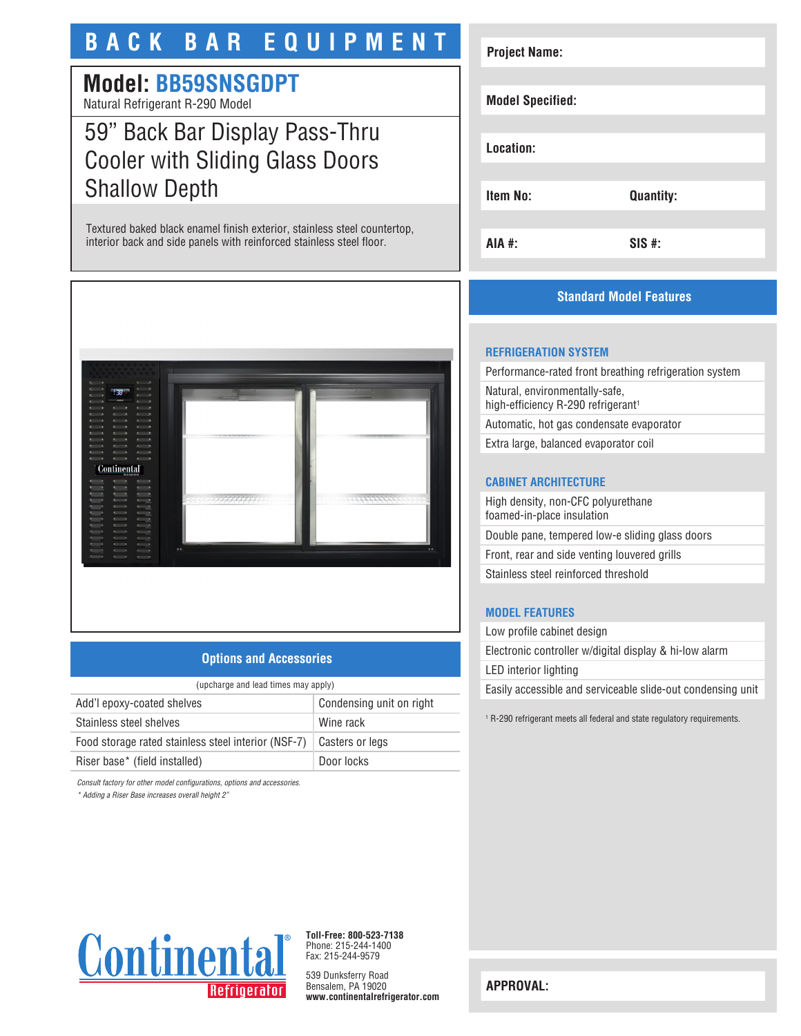# BACK BAR EQUIPMENT

## Model: BB59SNSGDPT

Natural Refrigerant R-290 Model

## 59" Back Bar Display Pass-Thru Cooler with Sliding Glass Doors Shallow Depth

Textured baked black enamel finish exterior, stainless steel countertop, interior back and side panels with reinforced stainless steel floor.

| Project Name: | |
|---|---|
| Model Specified: | |
| Location: | |
| Item No: | Quantity: |
| AIA #: | SIS #: |

### Options and Accessories

(upcharge and lead times may apply)

| | |
|---|---|
| Add'l epoxy-coated shelves | Condensing unit on right |
| Stainless steel shelves | Wine rack |
| Food storage rated stainless steel interior (NSF-7) | Casters or legs |
| Riser base* (field installed) | Door locks |

*Consult factory for other model configurations, options and accessories.*

*\* Adding a Riser Base increases overall height 2"*

### Standard Model Features

#### REFRIGERATION SYSTEM

- Performance-rated front breathing refrigeration system
- Natural, environmentally-safe, high-efficiency R-290 refrigerant[1]
- Automatic, hot gas condensate evaporator
- Extra large, balanced evaporator coil

#### CABINET ARCHITECTURE

- High density, non-CFC polyurethane foamed-in-place insulation
- Double pane, tempered low-e sliding glass doors
- Front, rear and side venting louvered grills
- Stainless steel reinforced threshold

#### MODEL FEATURES

- Low profile cabinet design
- Electronic controller w/digital display & hi-low alarm
- LED interior lighting
- Easily accessible and serviceable slide-out condensing unit

[1] R-290 refrigerant meets all federal and state regulatory requirements.

Continental® Refrigerator

**Toll-Free: 800-523-7138**
Phone: 215-244-1400
Fax: 215-244-9579

539 Dunksferry Road
Bensalem, PA 19020
**www.continentalrefrigerator.com**

**APPROVAL:**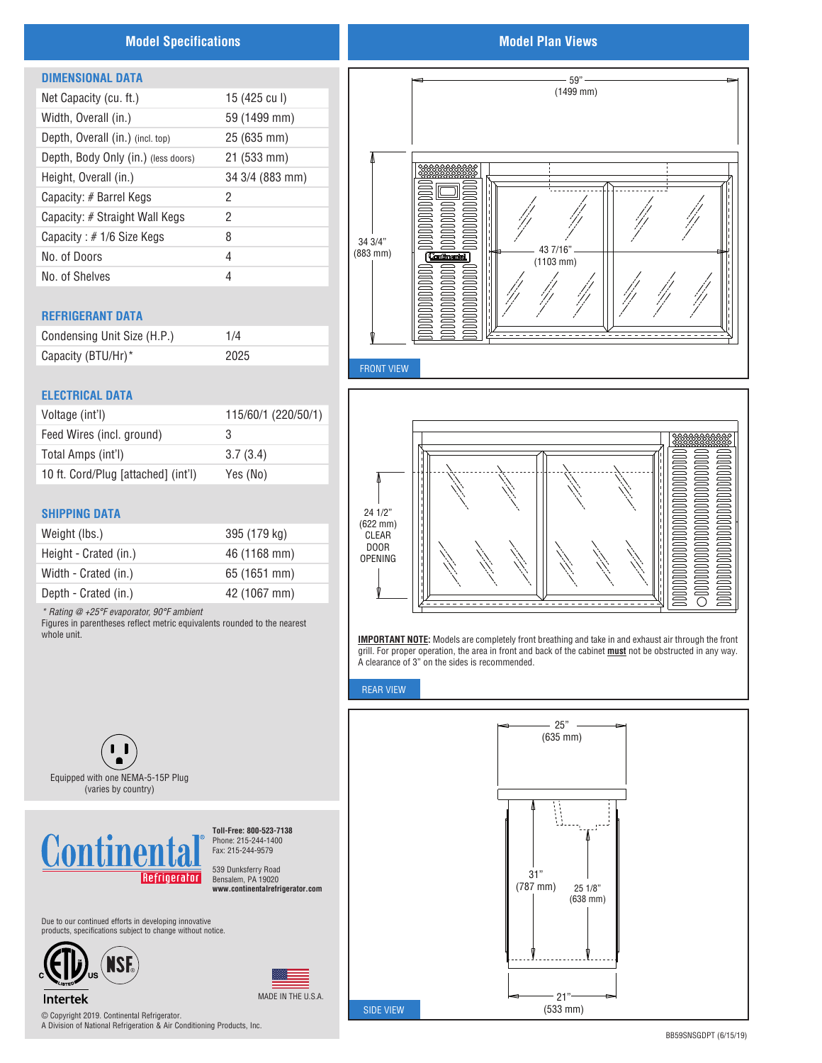## Model Specifications

### DIMENSIONAL DATA

| | |
|---|---|
| Net Capacity (cu. ft.) | 15 (425 cu l) |
| Width, Overall (in.) | 59 (1499 mm) |
| Depth, Overall (in.) (incl. top) | 25 (635 mm) |
| Depth, Body Only (in.) (less doors) | 21 (533 mm) |
| Height, Overall (in.) | 34 3/4 (883 mm) |
| Capacity: # Barrel Kegs | 2 |
| Capacity: # Straight Wall Kegs | 2 |
| Capacity : # 1/6 Size Kegs | 8 |
| No. of Doors | 4 |
| No. of Shelves | 4 |

### REFRIGERANT DATA

| | |
|---|---|
| Condensing Unit Size (H.P.) | 1/4 |
| Capacity (BTU/Hr)* | 2025 |

### ELECTRICAL DATA

| | |
|---|---|
| Voltage (int'l) | 115/60/1 (220/50/1) |
| Feed Wires (incl. ground) | 3 |
| Total Amps (int'l) | 3.7 (3.4) |
| 10 ft. Cord/Plug [attached] (int'l) | Yes (No) |

### SHIPPING DATA

| | |
|---|---|
| Weight (lbs.) | 395 (179 kg) |
| Height - Crated (in.) | 46 (1168 mm) |
| Width - Crated (in.) | 65 (1651 mm) |
| Depth - Crated (in.) | 42 (1067 mm) |

*\* Rating @ +25°F evaporator, 90°F ambient*

Figures in parentheses reflect metric equivalents rounded to the nearest whole unit.

Equipped with one NEMA-5-15P Plug (varies by country)

**Continental Refrigerator**

**Toll-Free: 800-523-7138**
Phone: 215-244-1400
Fax: 215-244-9579

539 Dunksferry Road
Bensalem, PA 19020
**www.continentalrefrigerator.com**

Due to our continued efforts in developing innovative products, specifications subject to change without notice.

Intertek

MADE IN THE U.S.A.

© Copyright 2019. Continental Refrigerator.
A Division of National Refrigeration & Air Conditioning Products, Inc.

## Model Plan Views

FRONT VIEW

59"
(1499 mm)

34 3/4"
(883 mm)

43 7/16"
(1103 mm)

REAR VIEW

24 1/2"
(622 mm)
CLEAR
DOOR
OPENING

**IMPORTANT NOTE:** Models are completely front breathing and take in and exhaust air through the front grill. For proper operation, the area in front and back of the cabinet **must** not be obstructed in any way. A clearance of 3" on the sides is recommended.

SIDE VIEW

25"
(635 mm)

31"
(787 mm)

25 1/8"
(638 mm)

21"
(533 mm)

BB59SNSGDPT (6/15/19)